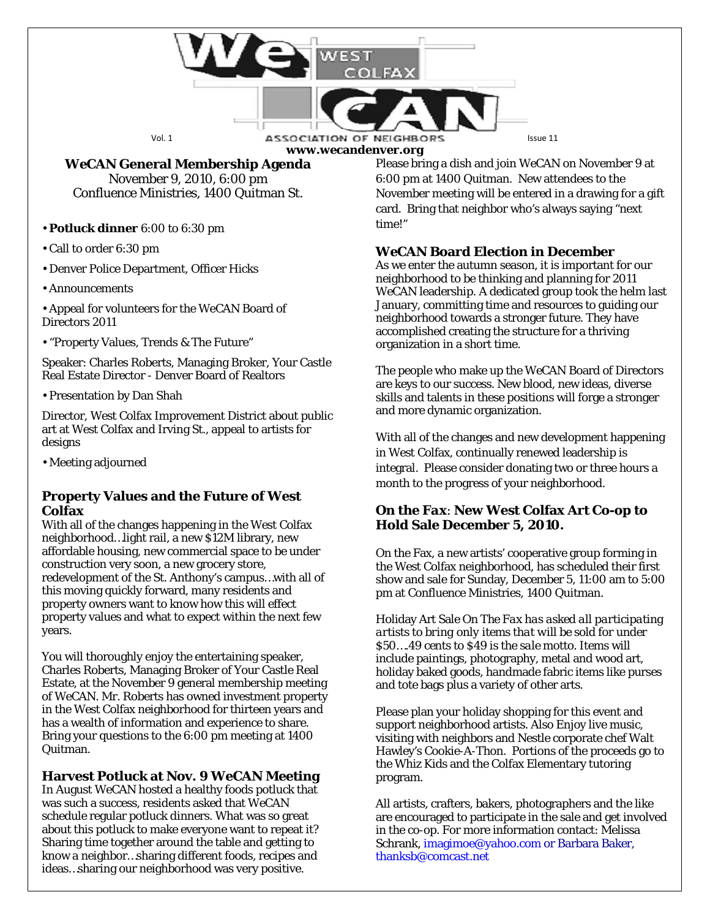# WeCAN West Colfax Association of Neighbors

Vol. 1 Issue 11

www.wecandenver.org

## WeCAN General Membership Agenda

November 9, 2010, 6:00 pm
Confluence Ministries, 1400 Quitman St.

- **Potluck dinner** 6:00 to 6:30 pm
- Call to order 6:30 pm
- Denver Police Department, Officer Hicks
- Announcements
- Appeal for volunteers for the WeCAN Board of Directors 2011
- "Property Values, Trends & The Future"

Speaker: Charles Roberts, Managing Broker, Your Castle Real Estate Director - Denver Board of Realtors

- Presentation by Dan Shah

Director, West Colfax Improvement District about public art at West Colfax and Irving St., appeal to artists for designs

- Meeting adjourned

## Property Values and the Future of West Colfax

With all of the changes happening in the West Colfax neighborhood…light rail, a new $12M library, new affordable housing, new commercial space to be under construction very soon, a new grocery store, redevelopment of the St. Anthony's campus…with all of this moving quickly forward, many residents and property owners want to know how this will effect property values and what to expect within the next few years.

You will thoroughly enjoy the entertaining speaker, Charles Roberts, Managing Broker of Your Castle Real Estate, at the November 9 general membership meeting of WeCAN. Mr. Roberts has owned investment property in the West Colfax neighborhood for thirteen years and has a wealth of information and experience to share. Bring your questions to the 6:00 pm meeting at 1400 Quitman.

## Harvest Potluck at Nov. 9 WeCAN Meeting

In August WeCAN hosted a healthy foods potluck that was such a success, residents asked that WeCAN schedule regular potluck dinners. What was so great about this potluck to make everyone want to repeat it? Sharing time together around the table and getting to know a neighbor…sharing different foods, recipes and ideas…sharing our neighborhood was very positive.

Please bring a dish and join WeCAN on November 9 at 6:00 pm at 1400 Quitman. New attendees to the November meeting will be entered in a drawing for a gift card. Bring that neighbor who's always saying "next time!"

## WeCAN Board Election in December

As we enter the autumn season, it is important for our neighborhood to be thinking and planning for 2011 WeCAN leadership. A dedicated group took the helm last January, committing time and resources to guiding our neighborhood towards a stronger future. They have accomplished creating the structure for a thriving organization in a short time.

The people who make up the WeCAN Board of Directors are keys to our success. New blood, new ideas, diverse skills and talents in these positions will forge a stronger and more dynamic organization.

With all of the changes and new development happening in West Colfax, continually renewed leadership is integral. Please consider donating two or three hours a month to the progress of your neighborhood.

## On the Fax: New West Colfax Art Co-op to Hold Sale December 5, 2010.

On the Fax, a new artists' cooperative group forming in the West Colfax neighborhood, has scheduled their first show and sale for Sunday, December 5, 11:00 am to 5:00 pm at Confluence Ministries, 1400 Quitman.

Holiday Art Sale On The *Fax has asked all participating artists* to bring only items *that* will be sold for under $50….49 cents to $49 is the sale motto. Items will include paintings, photography, metal and wood art, holiday baked goods, handmade fabric items like purses and tote bags plus a variety of other arts.

Please plan your holiday shopping for this event and support neighborhood artists. Also Enjoy live music, visiting with neighbors and Nestle corporate chef Walt Hawley's Cookie-A-Thon. Portions of the proceeds go to the Whiz Kids and the Colfax Elementary tutoring program.

All artists, crafters, bakers, photographers and the like are encouraged to participate in the sale and get involved in the co-op. For more information contact: Melissa Schrank, imagimoe@yahoo.com or Barbara Baker, thanksb@comcast.net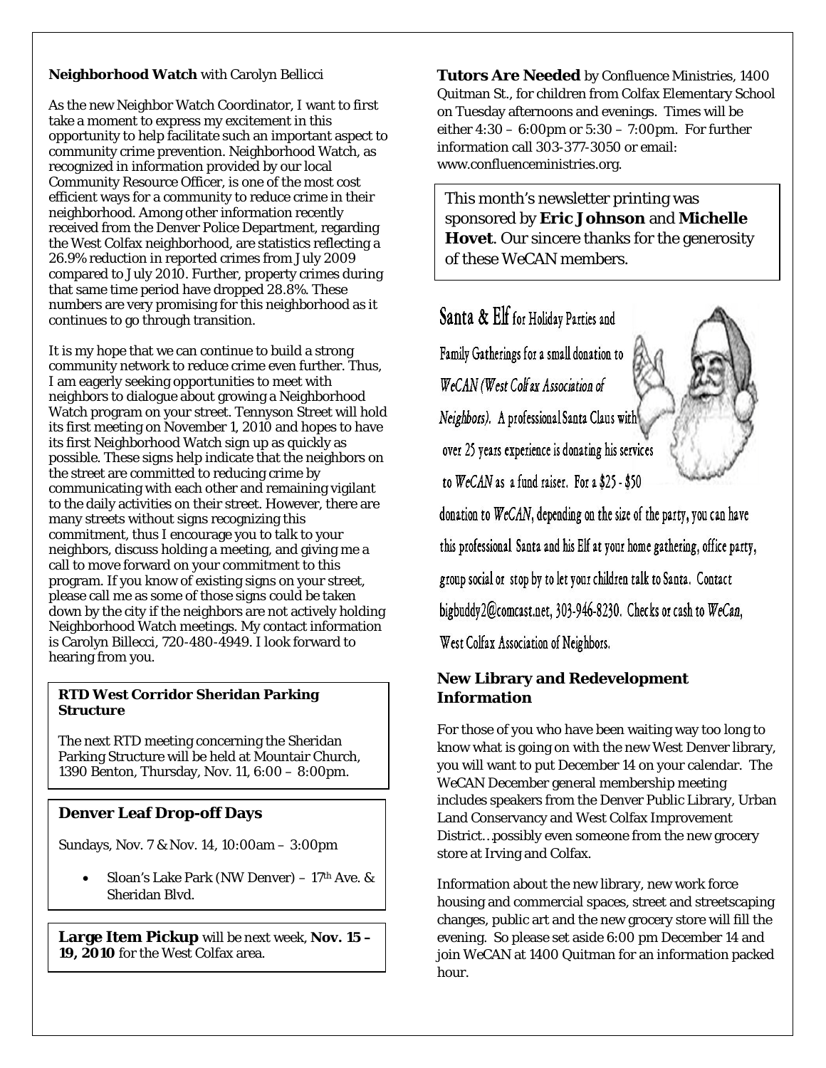**Neighborhood Watch** with Carolyn Bellicci

As the new Neighbor Watch Coordinator, I want to first take a moment to express my excitement in this opportunity to help facilitate such an important aspect to community crime prevention. Neighborhood Watch, as recognized in information provided by our local Community Resource Officer, is one of the most cost efficient ways for a community to reduce crime in their neighborhood. Among other information recently received from the Denver Police Department, regarding the West Colfax neighborhood, are statistics reflecting a 26.9% reduction in reported crimes from July 2009 compared to July 2010. Further, property crimes during that same time period have dropped 28.8%. These numbers are very promising for this neighborhood as it continues to go through transition.

It is my hope that we can continue to build a strong community network to reduce crime even further. Thus, I am eagerly seeking opportunities to meet with neighbors to dialogue about growing a Neighborhood Watch program on your street. Tennyson Street will hold its first meeting on November 1, 2010 and hopes to have its first Neighborhood Watch sign up as quickly as possible. These signs help indicate that the neighbors on the street are committed to reducing crime by communicating with each other and remaining vigilant to the daily activities on their street. However, there are many streets without signs recognizing this commitment, thus I encourage you to talk to your neighbors, discuss holding a meeting, and giving me a call to move forward on your commitment to this program. If you know of existing signs on your street, please call me as some of those signs could be taken down by the city if the neighbors are not actively holding Neighborhood Watch meetings. My contact information is Carolyn Billecci, 720-480-4949. I look forward to hearing from you.

**RTD West Corridor Sheridan Parking Structure**

The next RTD meeting concerning the Sheridan Parking Structure will be held at Mountair Church, 1390 Benton, Thursday, Nov. 11, 6:00 – 8:00pm.

**Denver Leaf Drop-off Days**

Sundays, Nov. 7 & Nov. 14, 10:00am – 3:00pm

- Sloan's Lake Park (NW Denver) – 17th Ave. & Sheridan Blvd.

**Large Item Pickup** will be next week, **Nov. 15 – 19, 2010** for the West Colfax area.

**Tutors Are Needed** by Confluence Ministries, 1400 Quitman St., for children from Colfax Elementary School on Tuesday afternoons and evenings. Times will be either 4:30 – 6:00pm or 5:30 – 7:00pm. For further information call 303-377-3050 or email: www.confluenceministries.org.

This month's newsletter printing was sponsored by **Eric Johnson** and **Michelle Hovet**. Our sincere thanks for the generosity of these WeCAN members.

Santa & Elf for Holiday Parties and Family Gatherings for a small donation to *WeCAN (West Colfax Association of Neighbors)*. A professional Santa Claus with over 25 years experience is donating his services to *WeCAN* as a fund raiser. For a $25 - $50 donation to *WeCAN*, depending on the size of the party, you can have this professional Santa and his Elf at your home gathering, office party, group social or stop by to let your children talk to Santa. Contact bigbuddy2@comcast.net, 303-946-8230. Checks or cash to *WeCan*, West Colfax Association of Neighbors.

### New Library and Redevelopment Information

For those of you who have been waiting way too long to know what is going on with the new West Denver library, you will want to put December 14 on your calendar. The WeCAN December general membership meeting includes speakers from the Denver Public Library, Urban Land Conservancy and West Colfax Improvement District…possibly even someone from the new grocery store at Irving and Colfax.

Information about the new library, new work force housing and commercial spaces, street and streetscaping changes, public art and the new grocery store will fill the evening. So please set aside 6:00 pm December 14 and join WeCAN at 1400 Quitman for an information packed hour.